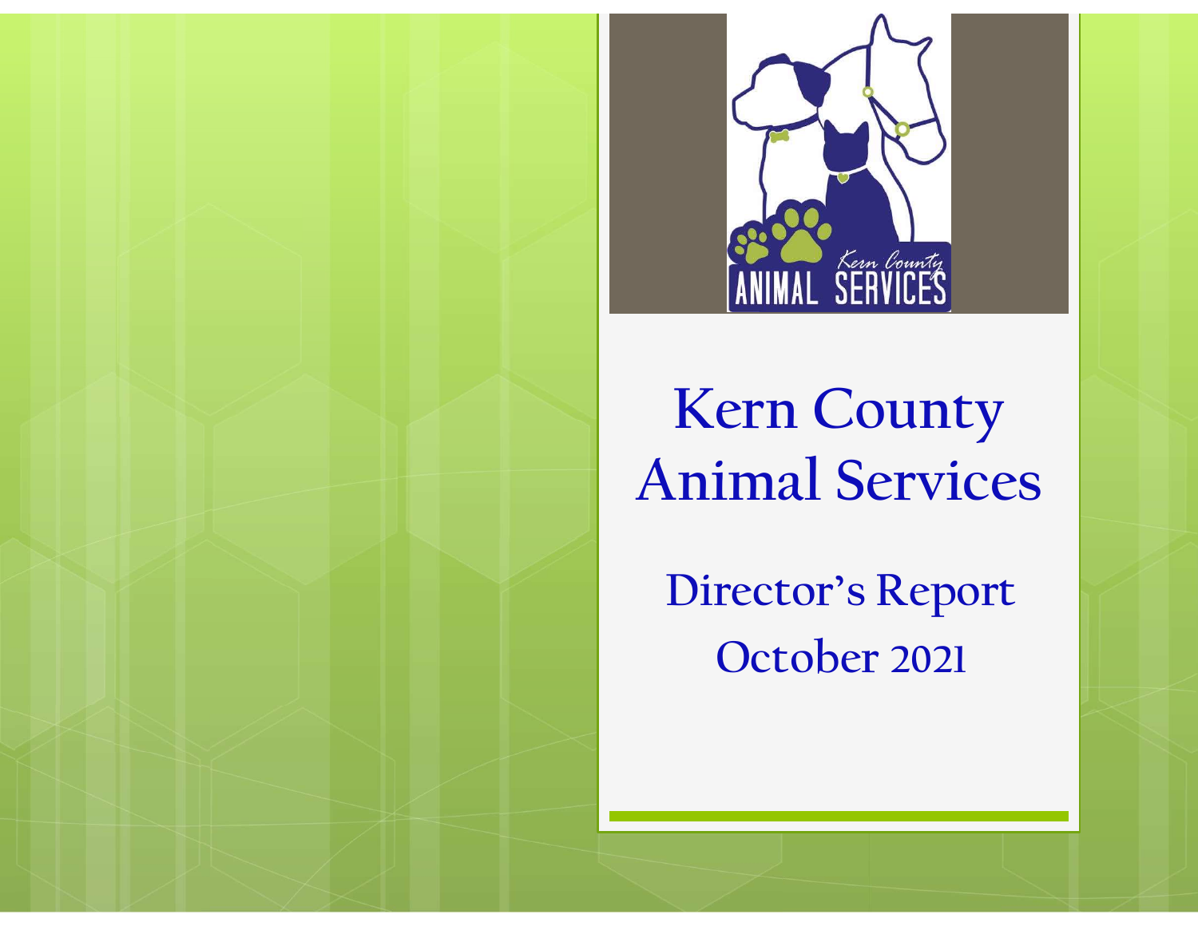# Kern County Animal Services

## Director's Report

## October 2021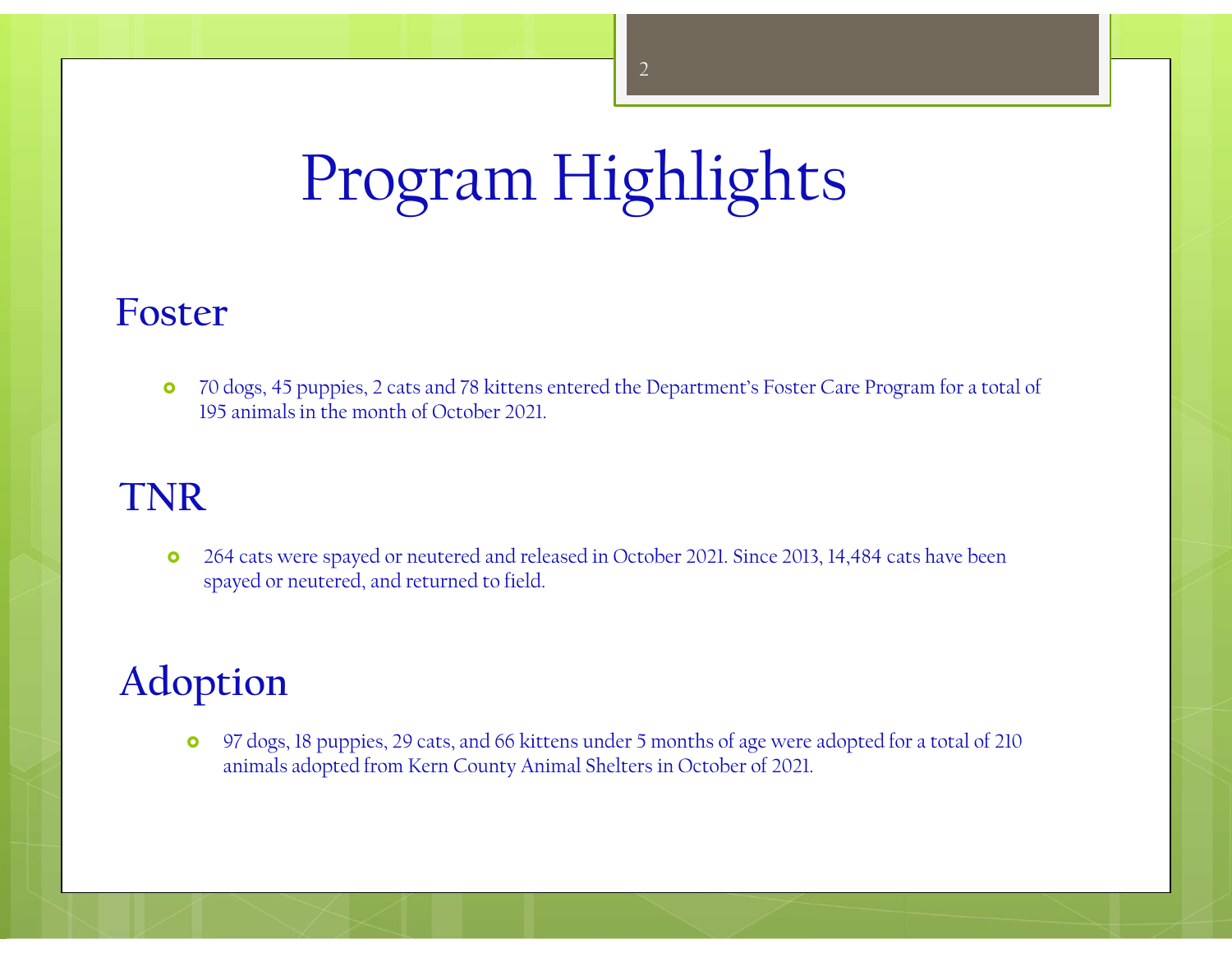# Program Highlights

## Foster

- 70 dogs, 45 puppies, 2 cats and 78 kittens entered the Department's Foster Care Program for a total of 195 animals in the month of October 2021.

## TNR

- 264 cats were spayed or neutered and released in October 2021. Since 2013, 14,484 cats have been spayed or neutered, and returned to field.

## Adoption

- 97 dogs, 18 puppies, 29 cats, and 66 kittens under 5 months of age were adopted for a total of 210 animals adopted from Kern County Animal Shelters in October of 2021.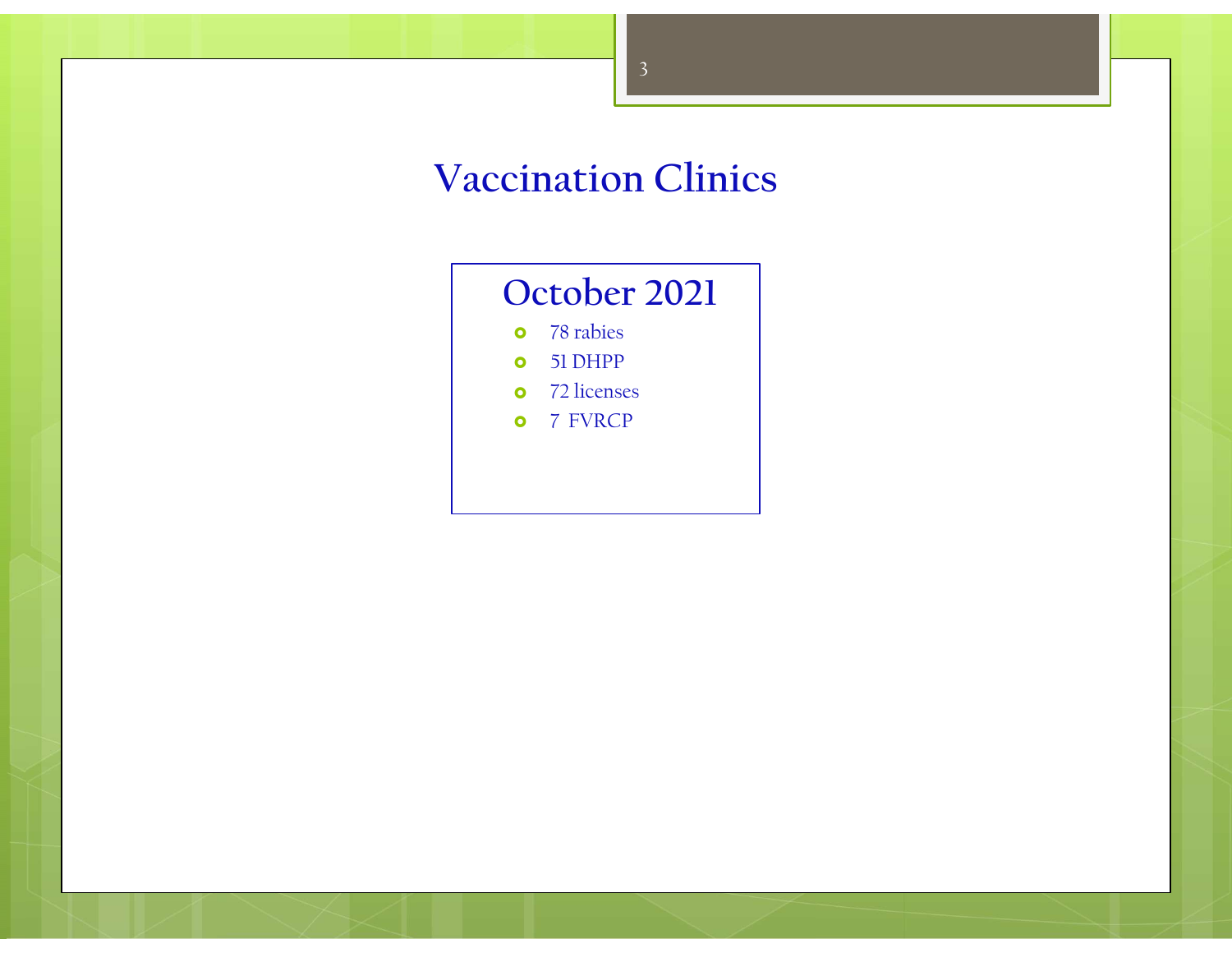# Vaccination Clinics

## October 2021

- 78 rabies
- 51 DHPP
- 72 licenses
- 7 FVRCP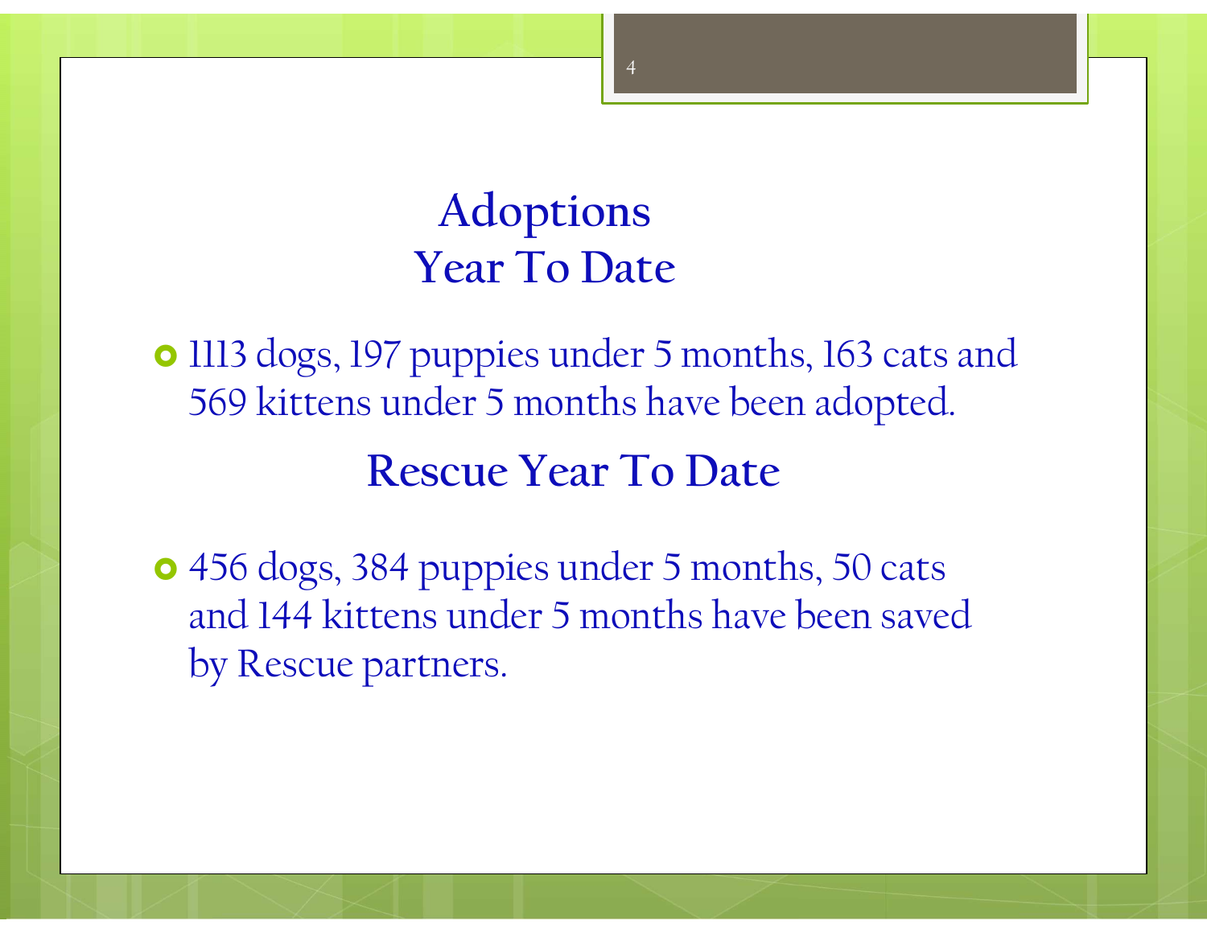## Adoptions
## Year To Date

- 1113 dogs, 197 puppies under 5 months, 163 cats and 569 kittens under 5 months have been adopted.

## Rescue Year To Date

- 456 dogs, 384 puppies under 5 months, 50 cats and 144 kittens under 5 months have been saved by Rescue partners.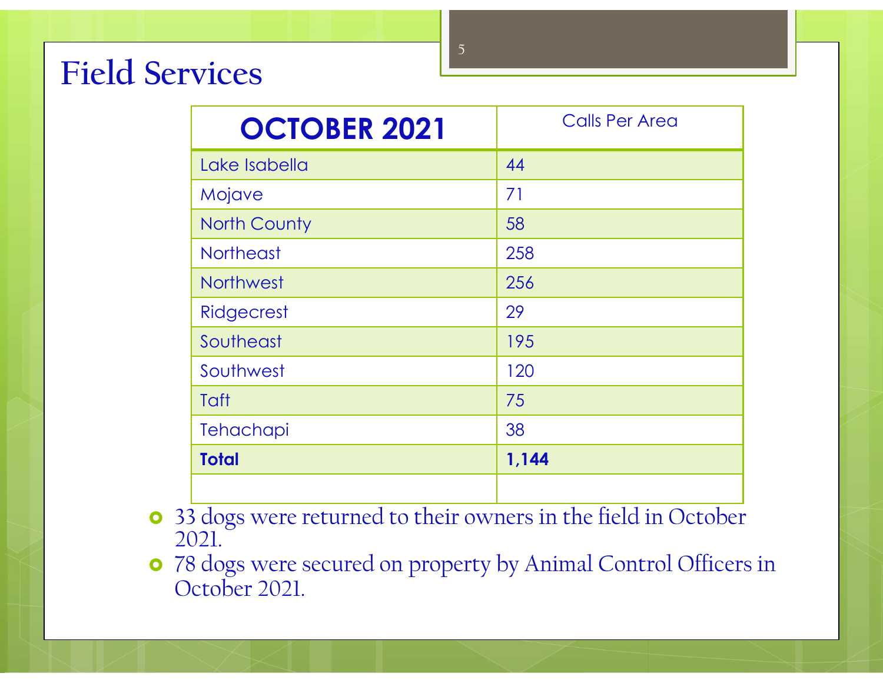# Field Services

| OCTOBER 2021 | Calls Per Area |
|---|---|
| Lake Isabella | 44 |
| Mojave | 71 |
| North County | 58 |
| Northeast | 258 |
| Northwest | 256 |
| Ridgecrest | 29 |
| Southeast | 195 |
| Southwest | 120 |
| Taft | 75 |
| Tehachapi | 38 |
| **Total** | **1,144** |
| | |

- 33 dogs were returned to their owners in the field in October 2021.
- 78 dogs were secured on property by Animal Control Officers in October 2021.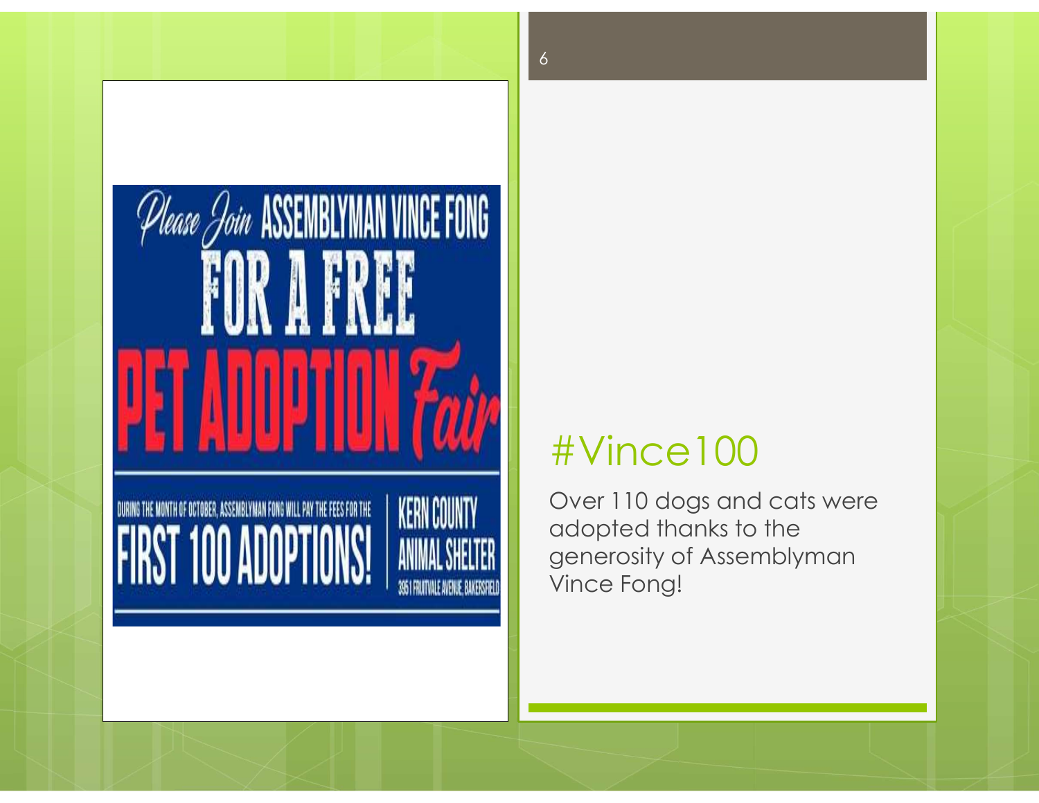Please Join ASSEMBLYMAN VINCE FONG FOR A FREE PET ADOPTION Fair

DURING THE MONTH OF OCTOBER, ASSEMBLYMAN FONG WILL PAY THE FEES FOR THE FIRST 100 ADOPTIONS!

KERN COUNTY ANIMAL SHELTER
3951 FRUITVALE AVENUE, BAKERSFIELD

# #Vince100

Over 110 dogs and cats were adopted thanks to the generosity of Assemblyman Vince Fong!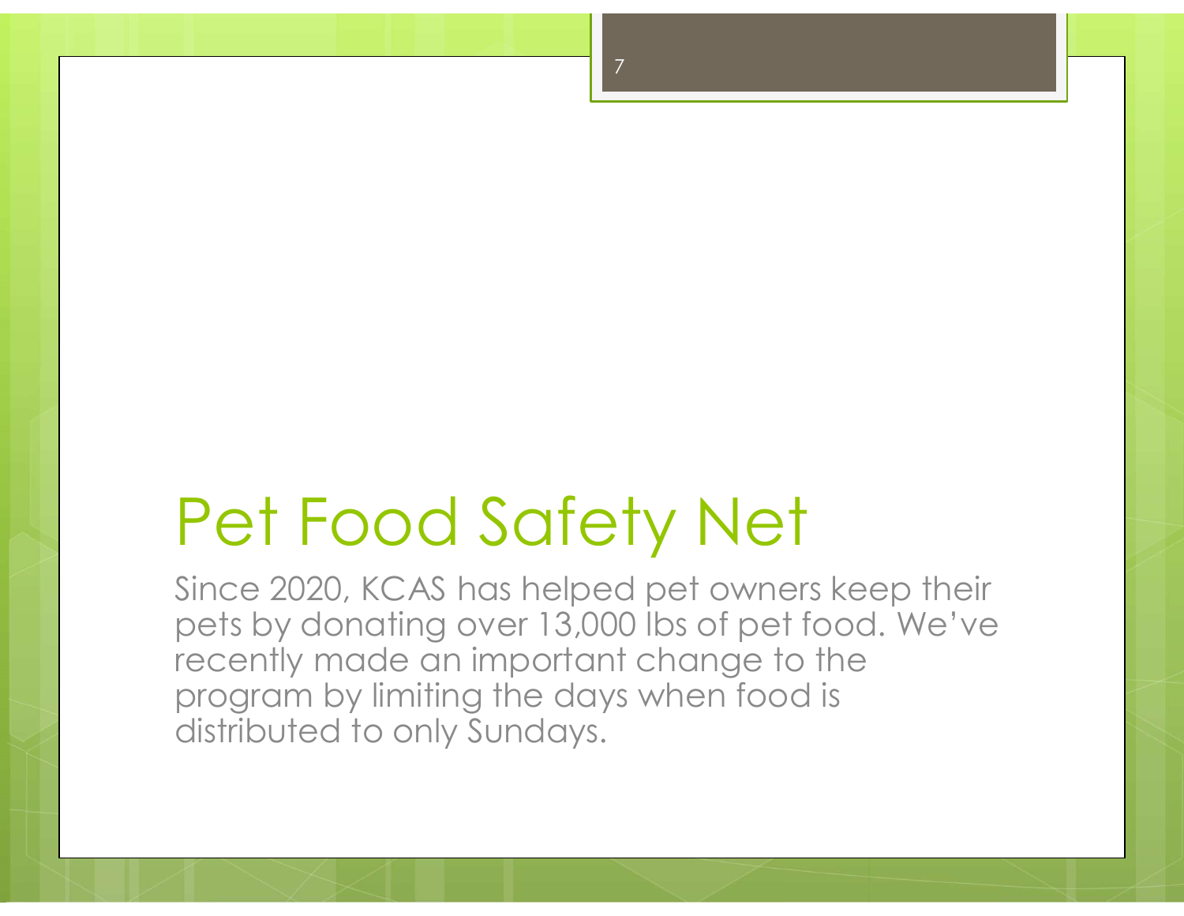# Pet Food Safety Net

Since 2020, KCAS has helped pet owners keep their pets by donating over 13,000 lbs of pet food. We've recently made an important change to the program by limiting the days when food is distributed to only Sundays.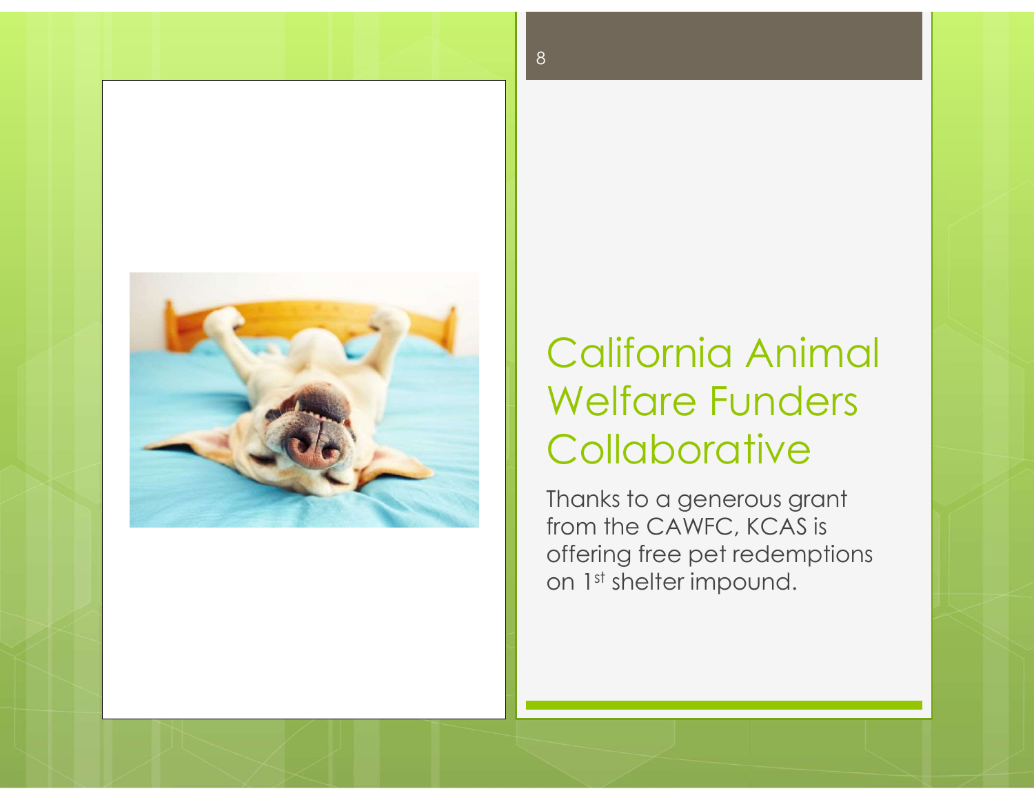# California Animal Welfare Funders Collaborative

Thanks to a generous grant from the CAWFC, KCAS is offering free pet redemptions on 1st shelter impound.